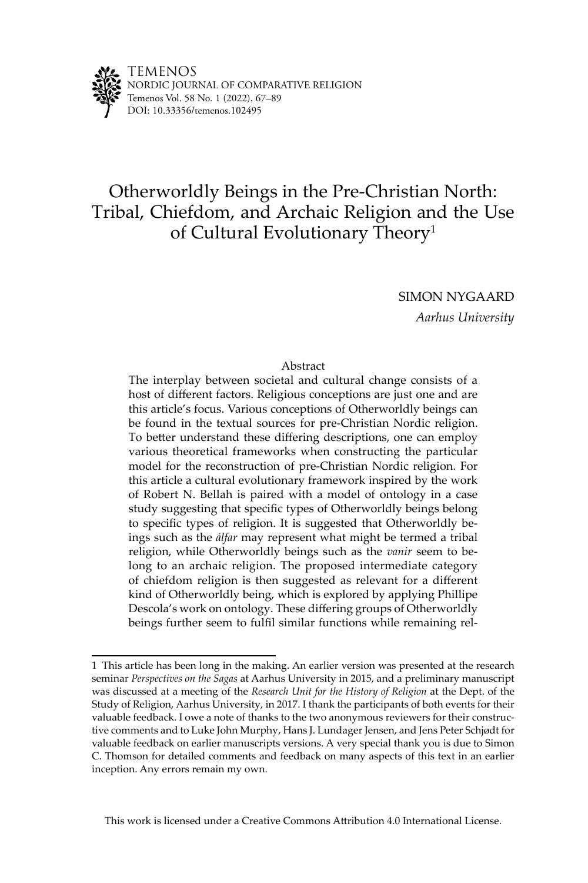TEMENOS
NORDIC JOURNAL OF COMPARATIVE RELIGION
Temenos Vol. 58 No. 1 (2022), 67–89
DOI: 10.33356/temenos.102495

# Otherworldly Beings in the Pre-Christian North: Tribal, Chiefdom, and Archaic Religion and the Use of Cultural Evolutionary Theory[1]

SIMON NYGAARD

*Aarhus University*

## Abstract

The interplay between societal and cultural change consists of a host of different factors. Religious conceptions are just one and are this article's focus. Various conceptions of Otherworldly beings can be found in the textual sources for pre-Christian Nordic religion. To better understand these differing descriptions, one can employ various theoretical frameworks when constructing the particular model for the reconstruction of pre-Christian Nordic religion. For this article a cultural evolutionary framework inspired by the work of Robert N. Bellah is paired with a model of ontology in a case study suggesting that specific types of Otherworldly beings belong to specific types of religion. It is suggested that Otherworldly beings such as the *álfar* may represent what might be termed a tribal religion, while Otherworldly beings such as the *vanir* seem to belong to an archaic religion. The proposed intermediate category of chiefdom religion is then suggested as relevant for a different kind of Otherworldly being, which is explored by applying Phillipe Descola's work on ontology. These differing groups of Otherworldly beings further seem to fulfil similar functions while remaining rel-

---

[1] This article has been long in the making. An earlier version was presented at the research seminar *Perspectives on the Sagas* at Aarhus University in 2015, and a preliminary manuscript was discussed at a meeting of the *Research Unit for the History of Religion* at the Dept. of the Study of Religion, Aarhus University, in 2017. I thank the participants of both events for their valuable feedback. I owe a note of thanks to the two anonymous reviewers for their constructive comments and to Luke John Murphy, Hans J. Lundager Jensen, and Jens Peter Schjødt for valuable feedback on earlier manuscripts versions. A very special thank you is due to Simon C. Thomson for detailed comments and feedback on many aspects of this text in an earlier inception. Any errors remain my own.

This work is licensed under a Creative Commons Attribution 4.0 International License.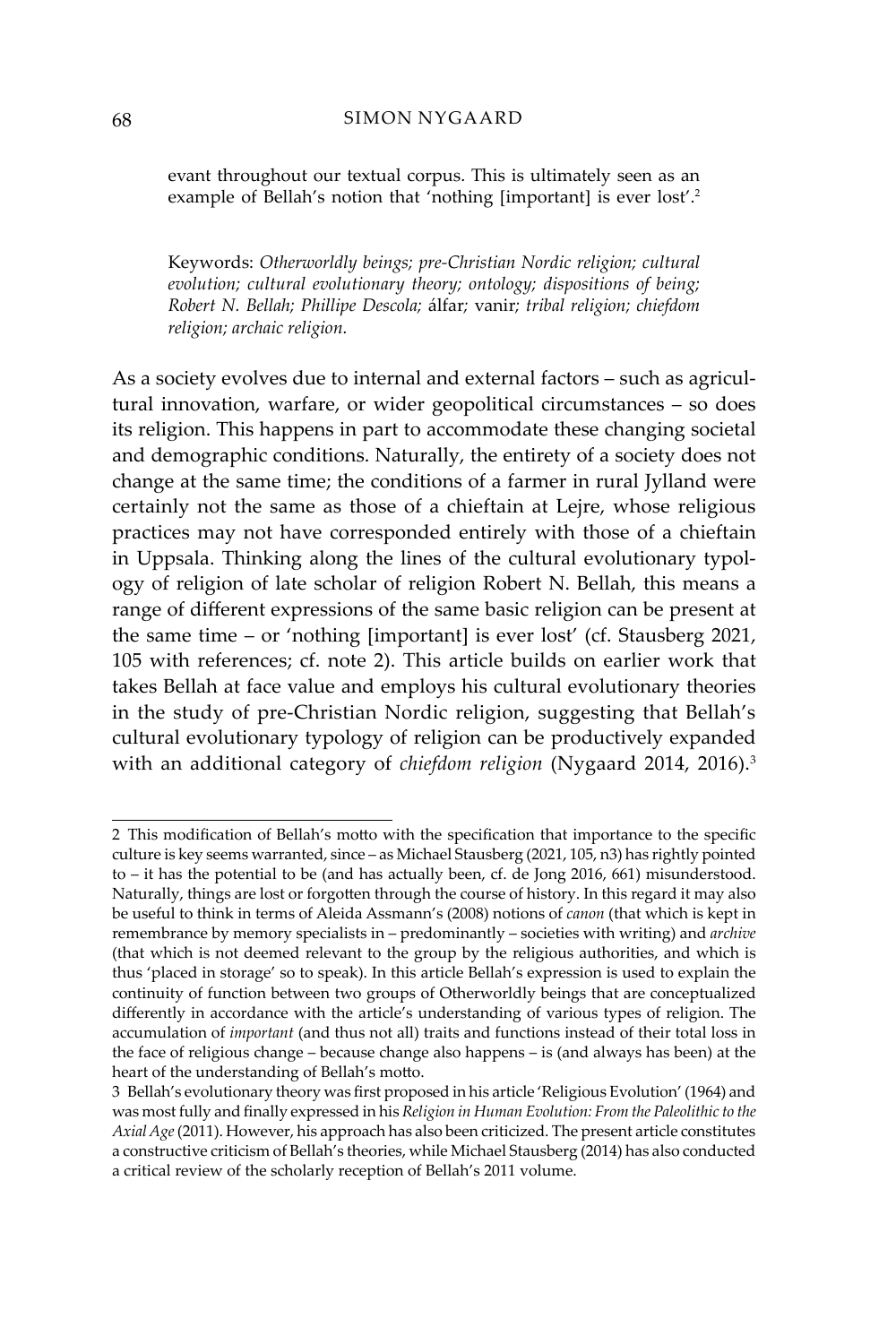evant throughout our textual corpus. This is ultimately seen as an example of Bellah's notion that 'nothing [important] is ever lost'.[2]

Keywords: *Otherworldly beings; pre-Christian Nordic religion; cultural evolution; cultural evolutionary theory; ontology; dispositions of being; Robert N. Bellah; Phillipe Descola;* álfar; vanir; *tribal religion; chiefdom religion; archaic religion.*

As a society evolves due to internal and external factors – such as agricultural innovation, warfare, or wider geopolitical circumstances – so does its religion. This happens in part to accommodate these changing societal and demographic conditions. Naturally, the entirety of a society does not change at the same time; the conditions of a farmer in rural Jylland were certainly not the same as those of a chieftain at Lejre, whose religious practices may not have corresponded entirely with those of a chieftain in Uppsala. Thinking along the lines of the cultural evolutionary typology of religion of late scholar of religion Robert N. Bellah, this means a range of different expressions of the same basic religion can be present at the same time – or 'nothing [important] is ever lost' (cf. Stausberg 2021, 105 with references; cf. note 2). This article builds on earlier work that takes Bellah at face value and employs his cultural evolutionary theories in the study of pre-Christian Nordic religion, suggesting that Bellah's cultural evolutionary typology of religion can be productively expanded with an additional category of *chiefdom religion* (Nygaard 2014, 2016).[3]

---

2 This modification of Bellah's motto with the specification that importance to the specific culture is key seems warranted, since – as Michael Stausberg (2021, 105, n3) has rightly pointed to – it has the potential to be (and has actually been, cf. de Jong 2016, 661) misunderstood. Naturally, things are lost or forgotten through the course of history. In this regard it may also be useful to think in terms of Aleida Assmann's (2008) notions of *canon* (that which is kept in remembrance by memory specialists in – predominantly – societies with writing) and *archive* (that which is not deemed relevant to the group by the religious authorities, and which is thus 'placed in storage' so to speak). In this article Bellah's expression is used to explain the continuity of function between two groups of Otherworldly beings that are conceptualized differently in accordance with the article's understanding of various types of religion. The accumulation of *important* (and thus not all) traits and functions instead of their total loss in the face of religious change – because change also happens – is (and always has been) at the heart of the understanding of Bellah's motto.

3 Bellah's evolutionary theory was first proposed in his article 'Religious Evolution' (1964) and was most fully and finally expressed in his *Religion in Human Evolution: From the Paleolithic to the Axial Age* (2011). However, his approach has also been criticized. The present article constitutes a constructive criticism of Bellah's theories, while Michael Stausberg (2014) has also conducted a critical review of the scholarly reception of Bellah's 2011 volume.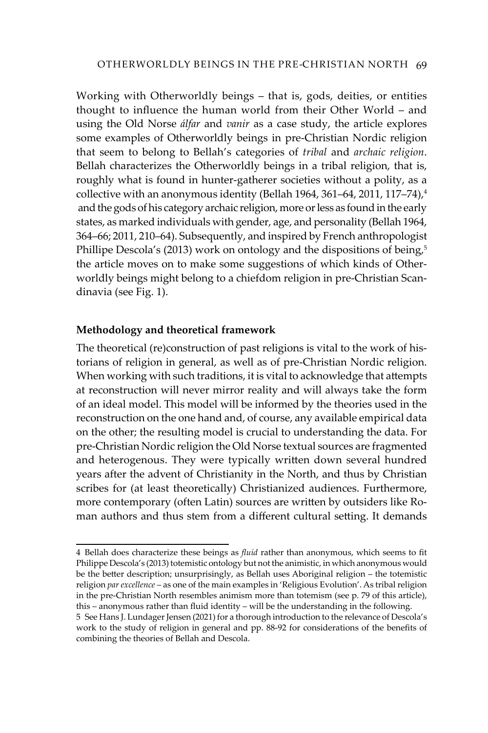Working with Otherworldly beings – that is, gods, deities, or entities thought to influence the human world from their Other World – and using the Old Norse *álfar* and *vanir* as a case study, the article explores some examples of Otherworldly beings in pre-Christian Nordic religion that seem to belong to Bellah's categories of *tribal* and *archaic religion*. Bellah characterizes the Otherworldly beings in a tribal religion, that is, roughly what is found in hunter-gatherer societies without a polity, as a collective with an anonymous identity (Bellah 1964, 361–64, 2011, 117–74),[4] and the gods of his category archaic religion, more or less as found in the early states, as marked individuals with gender, age, and personality (Bellah 1964, 364–66; 2011, 210–64). Subsequently, and inspired by French anthropologist Phillipe Descola's (2013) work on ontology and the dispositions of being,[5] the article moves on to make some suggestions of which kinds of Otherworldly beings might belong to a chiefdom religion in pre-Christian Scandinavia (see Fig. 1).

**Methodology and theoretical framework**

The theoretical (re)construction of past religions is vital to the work of historians of religion in general, as well as of pre-Christian Nordic religion. When working with such traditions, it is vital to acknowledge that attempts at reconstruction will never mirror reality and will always take the form of an ideal model. This model will be informed by the theories used in the reconstruction on the one hand and, of course, any available empirical data on the other; the resulting model is crucial to understanding the data. For pre-Christian Nordic religion the Old Norse textual sources are fragmented and heterogenous. They were typically written down several hundred years after the advent of Christianity in the North, and thus by Christian scribes for (at least theoretically) Christianized audiences. Furthermore, more contemporary (often Latin) sources are written by outsiders like Roman authors and thus stem from a different cultural setting. It demands

4 Bellah does characterize these beings as *fluid* rather than anonymous, which seems to fit Philippe Descola's (2013) totemistic ontology but not the animistic, in which anonymous would be the better description; unsurprisingly, as Bellah uses Aboriginal religion – the totemistic religion *par excellence* – as one of the main examples in 'Religious Evolution'. As tribal religion in the pre-Christian North resembles animism more than totemism (see p. 79 of this article), this – anonymous rather than fluid identity – will be the understanding in the following.

5 See Hans J. Lundager Jensen (2021) for a thorough introduction to the relevance of Descola's work to the study of religion in general and pp. 88-92 for considerations of the benefits of combining the theories of Bellah and Descola.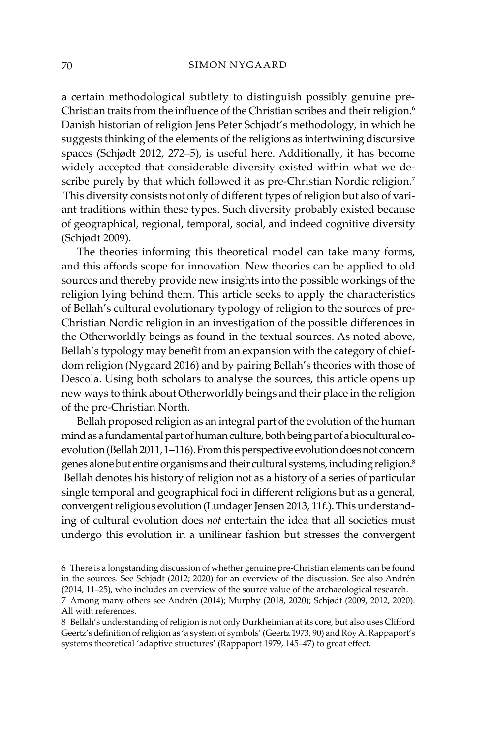a certain methodological subtlety to distinguish possibly genuine pre-Christian traits from the influence of the Christian scribes and their religion.[6] Danish historian of religion Jens Peter Schjødt's methodology, in which he suggests thinking of the elements of the religions as intertwining discursive spaces (Schjødt 2012, 272–5), is useful here. Additionally, it has become widely accepted that considerable diversity existed within what we describe purely by that which followed it as pre-Christian Nordic religion.[7] This diversity consists not only of different types of religion but also of variant traditions within these types. Such diversity probably existed because of geographical, regional, temporal, social, and indeed cognitive diversity (Schjødt 2009).

The theories informing this theoretical model can take many forms, and this affords scope for innovation. New theories can be applied to old sources and thereby provide new insights into the possible workings of the religion lying behind them. This article seeks to apply the characteristics of Bellah's cultural evolutionary typology of religion to the sources of pre-Christian Nordic religion in an investigation of the possible differences in the Otherworldly beings as found in the textual sources. As noted above, Bellah's typology may benefit from an expansion with the category of chiefdom religion (Nygaard 2016) and by pairing Bellah's theories with those of Descola. Using both scholars to analyse the sources, this article opens up new ways to think about Otherworldly beings and their place in the religion of the pre-Christian North.

Bellah proposed religion as an integral part of the evolution of the human mind as a fundamental part of human culture, both being part of a biocultural co-evolution (Bellah 2011, 1–116). From this perspective evolution does not concern genes alone but entire organisms and their cultural systems, including religion.[8] Bellah denotes his history of religion not as a history of a series of particular single temporal and geographical foci in different religions but as a general, convergent religious evolution (Lundager Jensen 2013, 11f.). This understanding of cultural evolution does *not* entertain the idea that all societies must undergo this evolution in a unilinear fashion but stresses the convergent

---

6 There is a longstanding discussion of whether genuine pre-Christian elements can be found in the sources. See Schjødt (2012; 2020) for an overview of the discussion. See also Andrén (2014, 11–25), who includes an overview of the source value of the archaeological research.

7 Among many others see Andrén (2014); Murphy (2018, 2020); Schjødt (2009, 2012, 2020). All with references.

8 Bellah's understanding of religion is not only Durkheimian at its core, but also uses Clifford Geertz's definition of religion as 'a system of symbols' (Geertz 1973, 90) and Roy A. Rappaport's systems theoretical 'adaptive structures' (Rappaport 1979, 145–47) to great effect.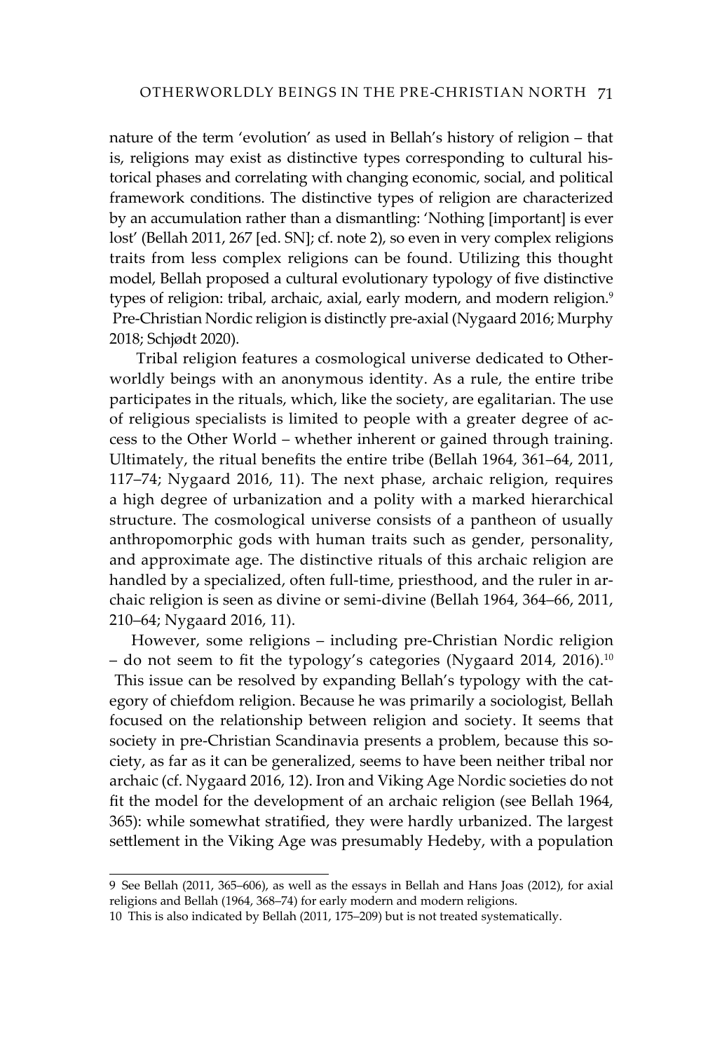nature of the term 'evolution' as used in Bellah's history of religion – that is, religions may exist as distinctive types corresponding to cultural historical phases and correlating with changing economic, social, and political framework conditions. The distinctive types of religion are characterized by an accumulation rather than a dismantling: 'Nothing [important] is ever lost' (Bellah 2011, 267 [ed. SN]; cf. note 2), so even in very complex religions traits from less complex religions can be found. Utilizing this thought model, Bellah proposed a cultural evolutionary typology of five distinctive types of religion: tribal, archaic, axial, early modern, and modern religion.[9] Pre-Christian Nordic religion is distinctly pre-axial (Nygaard 2016; Murphy 2018; Schjødt 2020).

Tribal religion features a cosmological universe dedicated to Otherworldly beings with an anonymous identity. As a rule, the entire tribe participates in the rituals, which, like the society, are egalitarian. The use of religious specialists is limited to people with a greater degree of access to the Other World – whether inherent or gained through training. Ultimately, the ritual benefits the entire tribe (Bellah 1964, 361–64, 2011, 117–74; Nygaard 2016, 11). The next phase, archaic religion, requires a high degree of urbanization and a polity with a marked hierarchical structure. The cosmological universe consists of a pantheon of usually anthropomorphic gods with human traits such as gender, personality, and approximate age. The distinctive rituals of this archaic religion are handled by a specialized, often full-time, priesthood, and the ruler in archaic religion is seen as divine or semi-divine (Bellah 1964, 364–66, 2011, 210–64; Nygaard 2016, 11).

However, some religions – including pre-Christian Nordic religion – do not seem to fit the typology's categories (Nygaard 2014, 2016).[10] This issue can be resolved by expanding Bellah's typology with the category of chiefdom religion. Because he was primarily a sociologist, Bellah focused on the relationship between religion and society. It seems that society in pre-Christian Scandinavia presents a problem, because this society, as far as it can be generalized, seems to have been neither tribal nor archaic (cf. Nygaard 2016, 12). Iron and Viking Age Nordic societies do not fit the model for the development of an archaic religion (see Bellah 1964, 365): while somewhat stratified, they were hardly urbanized. The largest settlement in the Viking Age was presumably Hedeby, with a population

---

9 See Bellah (2011, 365–606), as well as the essays in Bellah and Hans Joas (2012), for axial religions and Bellah (1964, 368–74) for early modern and modern religions.

10 This is also indicated by Bellah (2011, 175–209) but is not treated systematically.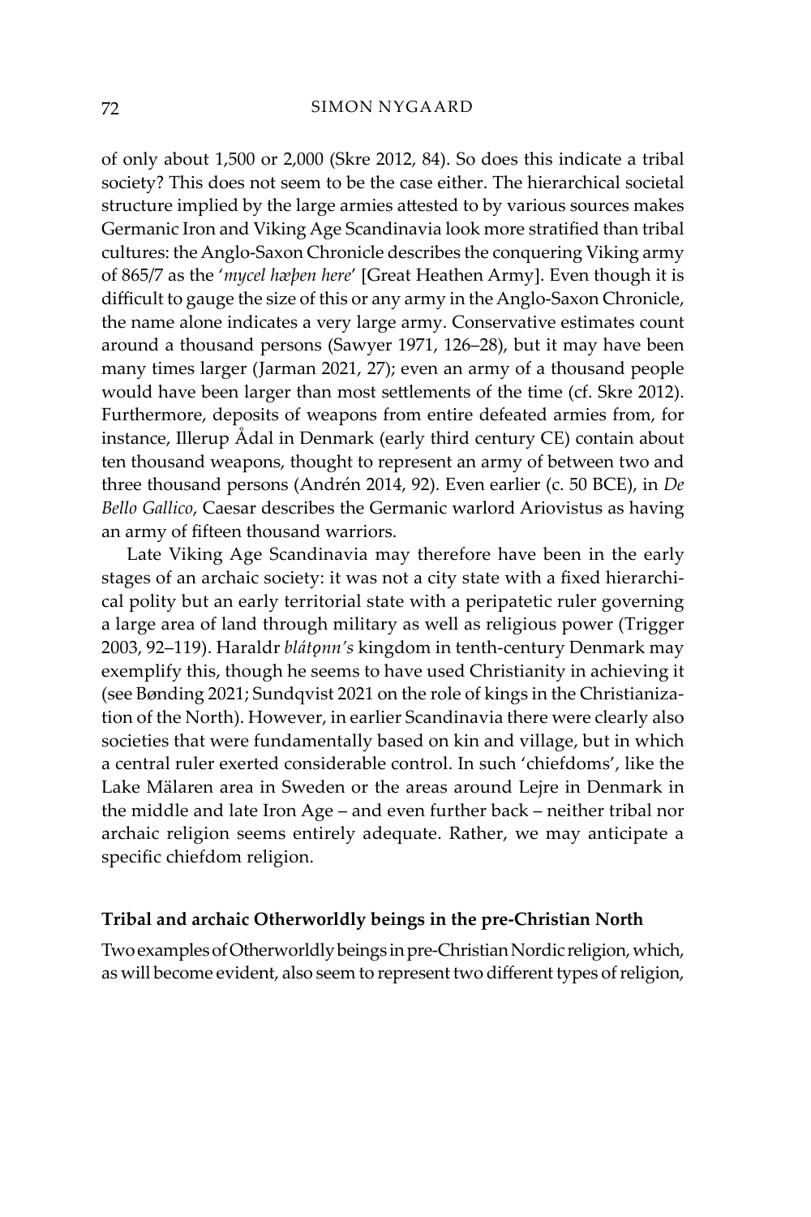of only about 1,500 or 2,000 (Skre 2012, 84). So does this indicate a tribal society? This does not seem to be the case either. The hierarchical societal structure implied by the large armies attested to by various sources makes Germanic Iron and Viking Age Scandinavia look more stratified than tribal cultures: the Anglo-Saxon Chronicle describes the conquering Viking army of 865/7 as the '*mycel hæþen here*' [Great Heathen Army]. Even though it is difficult to gauge the size of this or any army in the Anglo-Saxon Chronicle, the name alone indicates a very large army. Conservative estimates count around a thousand persons (Sawyer 1971, 126–28), but it may have been many times larger (Jarman 2021, 27); even an army of a thousand people would have been larger than most settlements of the time (cf. Skre 2012). Furthermore, deposits of weapons from entire defeated armies from, for instance, Illerup Ådal in Denmark (early third century CE) contain about ten thousand weapons, thought to represent an army of between two and three thousand persons (Andrén 2014, 92). Even earlier (c. 50 BCE), in *De Bello Gallico*, Caesar describes the Germanic warlord Ariovistus as having an army of fifteen thousand warriors.

Late Viking Age Scandinavia may therefore have been in the early stages of an archaic society: it was not a city state with a fixed hierarchical polity but an early territorial state with a peripatetic ruler governing a large area of land through military as well as religious power (Trigger 2003, 92–119). Haraldr *blátǫnn's* kingdom in tenth-century Denmark may exemplify this, though he seems to have used Christianity in achieving it (see Bønding 2021; Sundqvist 2021 on the role of kings in the Christianization of the North). However, in earlier Scandinavia there were clearly also societies that were fundamentally based on kin and village, but in which a central ruler exerted considerable control. In such 'chiefdoms', like the Lake Mälaren area in Sweden or the areas around Lejre in Denmark in the middle and late Iron Age – and even further back – neither tribal nor archaic religion seems entirely adequate. Rather, we may anticipate a specific chiefdom religion.

## Tribal and archaic Otherworldly beings in the pre-Christian North

Two examples of Otherworldly beings in pre-Christian Nordic religion, which, as will become evident, also seem to represent two different types of religion,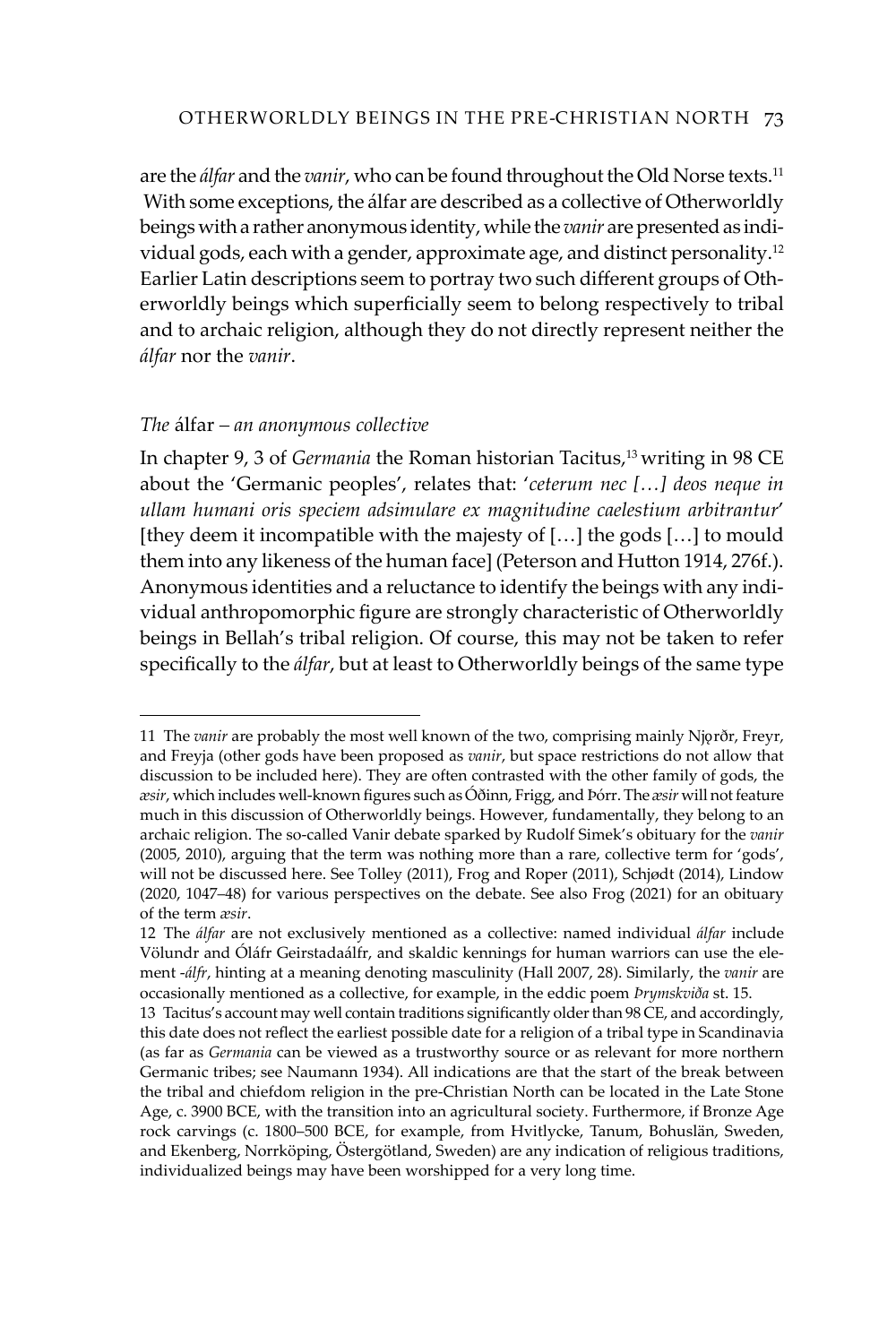are the *álfar* and the *vanir*, who can be found throughout the Old Norse texts.[11] With some exceptions, the álfar are described as a collective of Otherworldly beings with a rather anonymous identity, while the *vanir* are presented as individual gods, each with a gender, approximate age, and distinct personality.[12] Earlier Latin descriptions seem to portray two such different groups of Otherworldly beings which superficially seem to belong respectively to tribal and to archaic religion, although they do not directly represent neither the *álfar* nor the *vanir*.

### *The* álfar *– an anonymous collective*

In chapter 9, 3 of *Germania* the Roman historian Tacitus,[13] writing in 98 CE about the 'Germanic peoples', relates that: '*ceterum nec […] deos neque in ullam humani oris speciem adsimulare ex magnitudine caelestium arbitrantur*' [they deem it incompatible with the majesty of […] the gods […] to mould them into any likeness of the human face] (Peterson and Hutton 1914, 276f.). Anonymous identities and a reluctance to identify the beings with any individual anthropomorphic figure are strongly characteristic of Otherworldly beings in Bellah's tribal religion. Of course, this may not be taken to refer specifically to the *álfar*, but at least to Otherworldly beings of the same type

---

11 The *vanir* are probably the most well known of the two, comprising mainly Njǫrðr, Freyr, and Freyja (other gods have been proposed as *vanir*, but space restrictions do not allow that discussion to be included here). They are often contrasted with the other family of gods, the *æsir*, which includes well-known figures such as Óðinn, Frigg, and Þórr. The *æsir* will not feature much in this discussion of Otherworldly beings. However, fundamentally, they belong to an archaic religion. The so-called Vanir debate sparked by Rudolf Simek's obituary for the *vanir* (2005, 2010), arguing that the term was nothing more than a rare, collective term for 'gods', will not be discussed here. See Tolley (2011), Frog and Roper (2011), Schjødt (2014), Lindow (2020, 1047–48) for various perspectives on the debate. See also Frog (2021) for an obituary of the term *æsir*.

12 The *álfar* are not exclusively mentioned as a collective: named individual *álfar* include Völundr and Óláfr Geirstadaálfr, and skaldic kennings for human warriors can use the element *-álfr*, hinting at a meaning denoting masculinity (Hall 2007, 28). Similarly, the *vanir* are occasionally mentioned as a collective, for example, in the eddic poem *Þrymskviða* st. 15.

13 Tacitus's account may well contain traditions significantly older than 98 CE, and accordingly, this date does not reflect the earliest possible date for a religion of a tribal type in Scandinavia (as far as *Germania* can be viewed as a trustworthy source or as relevant for more northern Germanic tribes; see Naumann 1934). All indications are that the start of the break between the tribal and chiefdom religion in the pre-Christian North can be located in the Late Stone Age, c. 3900 BCE, with the transition into an agricultural society. Furthermore, if Bronze Age rock carvings (c. 1800–500 BCE, for example, from Hvitlycke, Tanum, Bohuslän, Sweden, and Ekenberg, Norrköping, Östergötland, Sweden) are any indication of religious traditions, individualized beings may have been worshipped for a very long time.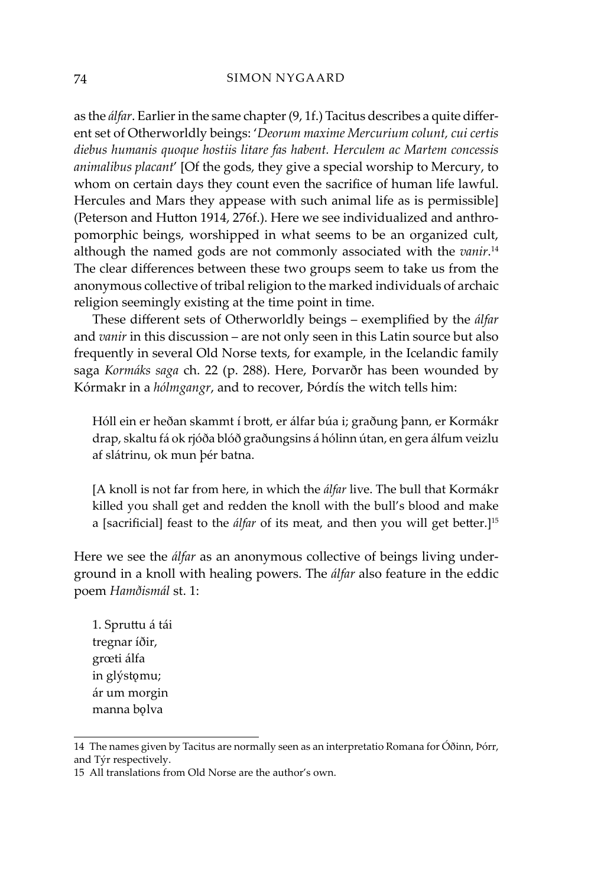as the *álfar*. Earlier in the same chapter (9, 1f.) Tacitus describes a quite different set of Otherworldly beings: '*Deorum maxime Mercurium colunt, cui certis diebus humanis quoque hostiis litare fas habent. Herculem ac Martem concessis animalibus placant*' [Of the gods, they give a special worship to Mercury, to whom on certain days they count even the sacrifice of human life lawful. Hercules and Mars they appease with such animal life as is permissible] (Peterson and Hutton 1914, 276f.). Here we see individualized and anthropomorphic beings, worshipped in what seems to be an organized cult, although the named gods are not commonly associated with the *vanir*.[14] The clear differences between these two groups seem to take us from the anonymous collective of tribal religion to the marked individuals of archaic religion seemingly existing at the time point in time.

These different sets of Otherworldly beings – exemplified by the *álfar* and *vanir* in this discussion – are not only seen in this Latin source but also frequently in several Old Norse texts, for example, in the Icelandic family saga *Kormáks saga* ch. 22 (p. 288). Here, Þorvarðr has been wounded by Kórmakr in a *hólmgangr*, and to recover, Þórdís the witch tells him:

> Hóll ein er heðan skammt í brott, er álfar búa i; graðung þann, er Kormákr drap, skaltu fá ok rjóða blóð graðungsins á hólinn útan, en gera álfum veizlu af slátrinu, ok mun þér batna.
>
> [A knoll is not far from here, in which the *álfar* live. The bull that Kormákr killed you shall get and redden the knoll with the bull's blood and make a [sacrificial] feast to the *álfar* of its meat, and then you will get better.][15]

Here we see the *álfar* as an anonymous collective of beings living underground in a knoll with healing powers. The *álfar* also feature in the eddic poem *Hamðismál* st. 1:

> 1. Spruttu á tái
> tregnar íðir,
> grœti álfa
> in glýstǫmu;
> ár um morgin
> manna bǫlva

14 The names given by Tacitus are normally seen as an interpretatio Romana for Óðinn, Þórr, and Týr respectively.

15 All translations from Old Norse are the author's own.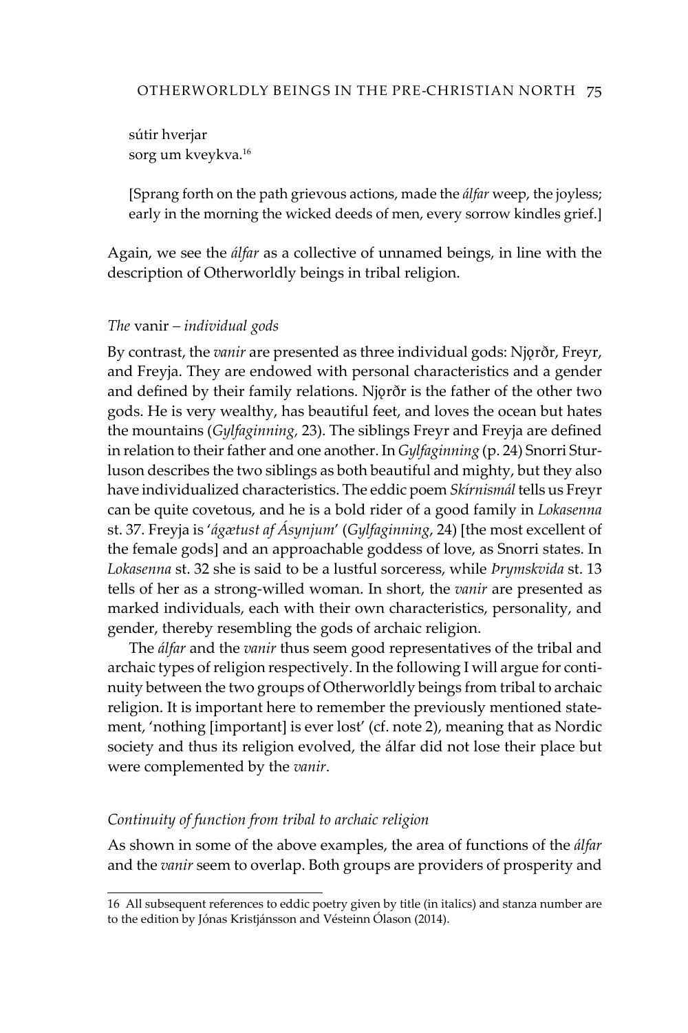sútir hverjar  
sorg um kveykva.[16]

[Sprang forth on the path grievous actions, made the *álfar* weep, the joyless; early in the morning the wicked deeds of men, every sorrow kindles grief.]

Again, we see the *álfar* as a collective of unnamed beings, in line with the description of Otherworldly beings in tribal religion.

### *The* vanir *– individual gods*

By contrast, the *vanir* are presented as three individual gods: Njǫrðr, Freyr, and Freyja. They are endowed with personal characteristics and a gender and defined by their family relations. Njǫrðr is the father of the other two gods. He is very wealthy, has beautiful feet, and loves the ocean but hates the mountains (*Gylfaginning,* 23). The siblings Freyr and Freyja are defined in relation to their father and one another. In *Gylfaginning* (p. 24) Snorri Sturluson describes the two siblings as both beautiful and mighty, but they also have individualized characteristics. The eddic poem *Skírnismál* tells us Freyr can be quite covetous, and he is a bold rider of a good family in *Lokasenna* st. 37. Freyja is '*ágætust af Ásynjum*' (*Gylfaginning*, 24) [the most excellent of the female gods] and an approachable goddess of love, as Snorri states. In *Lokasenna* st. 32 she is said to be a lustful sorceress, while *Þrymskvida* st. 13 tells of her as a strong-willed woman. In short, the *vanir* are presented as marked individuals, each with their own characteristics, personality, and gender, thereby resembling the gods of archaic religion.

The *álfar* and the *vanir* thus seem good representatives of the tribal and archaic types of religion respectively. In the following I will argue for continuity between the two groups of Otherworldly beings from tribal to archaic religion. It is important here to remember the previously mentioned statement, 'nothing [important] is ever lost' (cf. note 2), meaning that as Nordic society and thus its religion evolved, the álfar did not lose their place but were complemented by the *vanir*.

### *Continuity of function from tribal to archaic religion*

As shown in some of the above examples, the area of functions of the *álfar* and the *vanir* seem to overlap. Both groups are providers of prosperity and

---

16 All subsequent references to eddic poetry given by title (in italics) and stanza number are to the edition by Jónas Kristjánsson and Vésteinn Ólason (2014).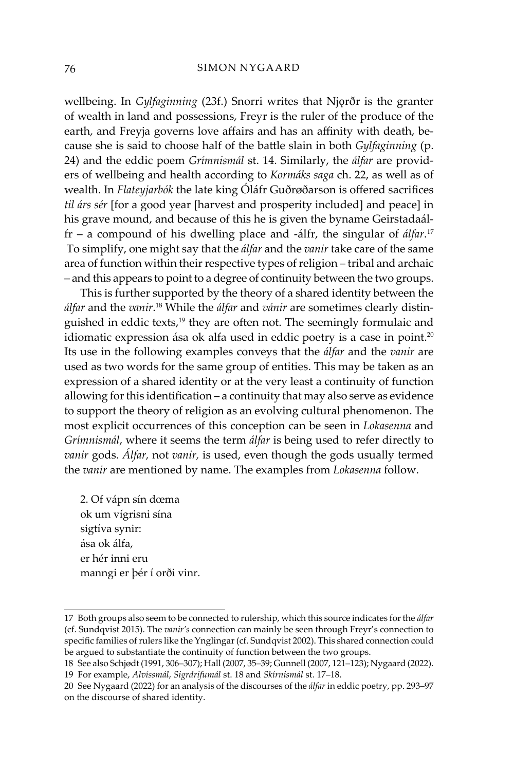wellbeing. In *Gylfaginning* (23f.) Snorri writes that Njǫrðr is the granter of wealth in land and possessions, Freyr is the ruler of the produce of the earth, and Freyja governs love affairs and has an affinity with death, because she is said to choose half of the battle slain in both *Gylfaginning* (p. 24) and the eddic poem *Grímnismál* st. 14. Similarly, the *álfar* are providers of wellbeing and health according to *Kormáks saga* ch. 22, as well as of wealth. In *Flateyjarbók* the late king Óláfr Guðrøðarson is offered sacrifices *til árs sér* [for a good year [harvest and prosperity included] and peace] in his grave mound, and because of this he is given the byname Geirstadaálfr – a compound of his dwelling place and -álfr, the singular of *álfar*.[17] To simplify, one might say that the *álfar* and the *vanir* take care of the same area of function within their respective types of religion – tribal and archaic – and this appears to point to a degree of continuity between the two groups.

This is further supported by the theory of a shared identity between the *álfar* and the *vanir*.[18] While the *álfar* and *vánir* are sometimes clearly distinguished in eddic texts,[19] they are often not. The seemingly formulaic and idiomatic expression ása ok alfa used in eddic poetry is a case in point.[20] Its use in the following examples conveys that the *álfar* and the *vanir* are used as two words for the same group of entities. This may be taken as an expression of a shared identity or at the very least a continuity of function allowing for this identification – a continuity that may also serve as evidence to support the theory of religion as an evolving cultural phenomenon. The most explicit occurrences of this conception can be seen in *Lokasenna* and *Grímnismál*, where it seems the term *álfar* is being used to refer directly to *vanir* gods. *Álfar,* not *vanir,* is used, even though the gods usually termed the *vanir* are mentioned by name. The examples from *Lokasenna* follow.

2. Of vápn sín dœma  
ok um vígrisni sína  
sigtíva synir:  
ása ok álfa,  
er hér inni eru  
manngi er þér í orði vinr.

---

17 Both groups also seem to be connected to rulership, which this source indicates for the *álfar* (cf. Sundqvist 2015). The *vanir's* connection can mainly be seen through Freyr's connection to specific families of rulers like the Ynglingar (cf. Sundqvist 2002). This shared connection could be argued to substantiate the continuity of function between the two groups.

18 See also Schjødt (1991, 306–307); Hall (2007, 35–39; Gunnell (2007, 121–123); Nygaard (2022).

19 For example, *Alvíssmál*, *Sigrdrifumál* st. 18 and *Skírnismál* st. 17–18.

20 See Nygaard (2022) for an analysis of the discourses of the *álfar* in eddic poetry, pp. 293–97 on the discourse of shared identity.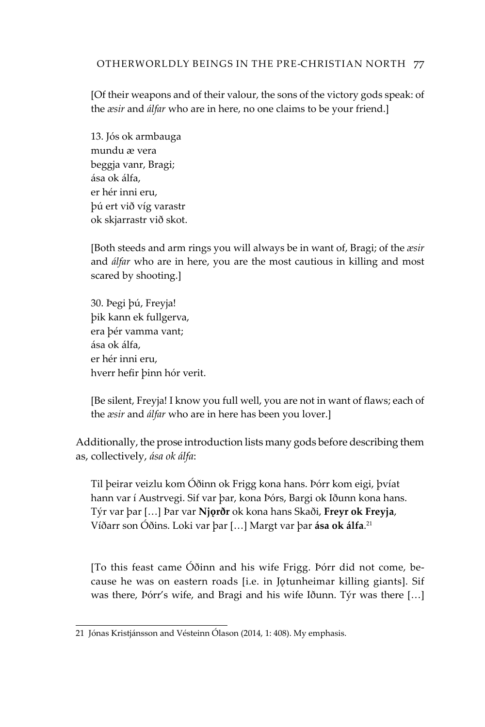[Of their weapons and of their valour, the sons of the victory gods speak: of the *æsir* and *álfar* who are in here, no one claims to be your friend.]

13. Jós ok armbauga  
mundu æ vera  
beggja vanr, Bragi;  
ása ok álfa,  
er hér inni eru,  
þú ert við víg varastr  
ok skjarrastr við skot.

[Both steeds and arm rings you will always be in want of, Bragi; of the *æsir* and *álfar* who are in here, you are the most cautious in killing and most scared by shooting.]

30. Þegi þú, Freyja!  
þik kann ek fullgerva,  
era þér vamma vant;  
ása ok álfa,  
er hér inni eru,  
hverr hefir þinn hór verit.

[Be silent, Freyja! I know you full well, you are not in want of flaws; each of the *æsir* and *álfar* who are in here has been you lover.]

Additionally, the prose introduction lists many gods before describing them as, collectively, *ása ok álfa*:

Til þeirar veizlu kom Óðinn ok Frigg kona hans. Þórr kom eigi, þvíat hann var í Austrvegi. Sif var þar, kona Þórs, Bargi ok Iðunn kona hans. Týr var þar […] Þar var **Njǫrðr** ok kona hans Skaði, **Freyr ok Freyja**, Víðarr son Óðins. Loki var þar […] Margt var þar **ása ok álfa**.[21]

[To this feast came Óðinn and his wife Frigg. Þórr did not come, because he was on eastern roads [i.e. in Jǫtunheimar killing giants]. Sif was there, Þórr's wife, and Bragi and his wife Iðunn. Týr was there […]

---

21 Jónas Kristjánsson and Vésteinn Ólason (2014, 1: 408). My emphasis.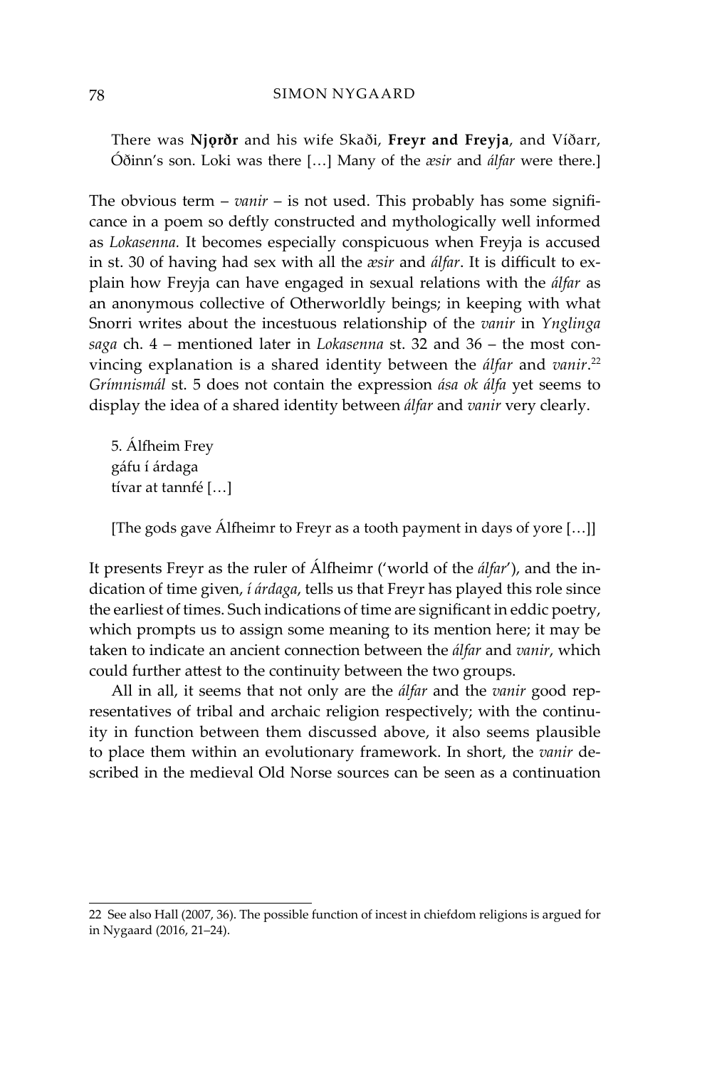There was **Njǫrðr** and his wife Skaði, **Freyr and Freyja**, and Víðarr, Óðinn's son. Loki was there […] Many of the *æsir* and *álfar* were there.]

The obvious term – *vanir* – is not used. This probably has some significance in a poem so deftly constructed and mythologically well informed as *Lokasenna.* It becomes especially conspicuous when Freyja is accused in st. 30 of having had sex with all the *æsir* and *álfar*. It is difficult to explain how Freyja can have engaged in sexual relations with the *álfar* as an anonymous collective of Otherworldly beings; in keeping with what Snorri writes about the incestuous relationship of the *vanir* in *Ynglinga saga* ch. 4 – mentioned later in *Lokasenna* st. 32 and 36 – the most convincing explanation is a shared identity between the *álfar* and *vanir*.[22] *Grímnismál* st. 5 does not contain the expression *ása ok álfa* yet seems to display the idea of a shared identity between *álfar* and *vanir* very clearly.

5. Álfheim Frey
gáfu í árdaga
tívar at tannfé […]

[The gods gave Álfheimr to Freyr as a tooth payment in days of yore […]]

It presents Freyr as the ruler of Álfheimr ('world of the *álfar*'), and the indication of time given, *í árdaga*, tells us that Freyr has played this role since the earliest of times. Such indications of time are significant in eddic poetry, which prompts us to assign some meaning to its mention here; it may be taken to indicate an ancient connection between the *álfar* and *vanir*, which could further attest to the continuity between the two groups.

All in all, it seems that not only are the *álfar* and the *vanir* good representatives of tribal and archaic religion respectively; with the continuity in function between them discussed above, it also seems plausible to place them within an evolutionary framework. In short, the *vanir* described in the medieval Old Norse sources can be seen as a continuation

---

22 See also Hall (2007, 36). The possible function of incest in chiefdom religions is argued for in Nygaard (2016, 21–24).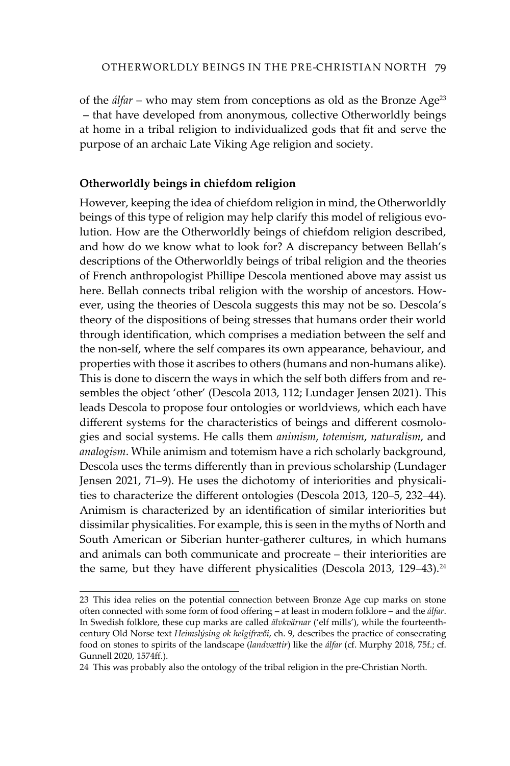of the *álfar* – who may stem from conceptions as old as the Bronze Age[23] – that have developed from anonymous, collective Otherworldly beings at home in a tribal religion to individualized gods that fit and serve the purpose of an archaic Late Viking Age religion and society.

**Otherworldly beings in chiefdom religion**

However, keeping the idea of chiefdom religion in mind, the Otherworldly beings of this type of religion may help clarify this model of religious evolution. How are the Otherworldly beings of chiefdom religion described, and how do we know what to look for? A discrepancy between Bellah's descriptions of the Otherworldly beings of tribal religion and the theories of French anthropologist Phillipe Descola mentioned above may assist us here. Bellah connects tribal religion with the worship of ancestors. However, using the theories of Descola suggests this may not be so. Descola's theory of the dispositions of being stresses that humans order their world through identification, which comprises a mediation between the self and the non-self, where the self compares its own appearance, behaviour, and properties with those it ascribes to others (humans and non-humans alike). This is done to discern the ways in which the self both differs from and resembles the object 'other' (Descola 2013, 112; Lundager Jensen 2021). This leads Descola to propose four ontologies or worldviews, which each have different systems for the characteristics of beings and different cosmologies and social systems. He calls them *animism*, *totemism*, *naturalism*, and *analogism*. While animism and totemism have a rich scholarly background, Descola uses the terms differently than in previous scholarship (Lundager Jensen 2021, 71–9). He uses the dichotomy of interiorities and physicalities to characterize the different ontologies (Descola 2013, 120–5, 232–44). Animism is characterized by an identification of similar interiorities but dissimilar physicalities. For example, this is seen in the myths of North and South American or Siberian hunter-gatherer cultures, in which humans and animals can both communicate and procreate – their interiorities are the same, but they have different physicalities (Descola 2013, 129–43).[24]

23 This idea relies on the potential connection between Bronze Age cup marks on stone often connected with some form of food offering – at least in modern folklore – and the *álfar*. In Swedish folklore, these cup marks are called *älvkvärnar* ('elf mills'), while the fourteenth-century Old Norse text *Heimslýsing ok helgifræði*, ch. 9, describes the practice of consecrating food on stones to spirits of the landscape (*landvættir*) like the *álfar* (cf. Murphy 2018, 75f.; cf. Gunnell 2020, 1574ff.).

24 This was probably also the ontology of the tribal religion in the pre-Christian North.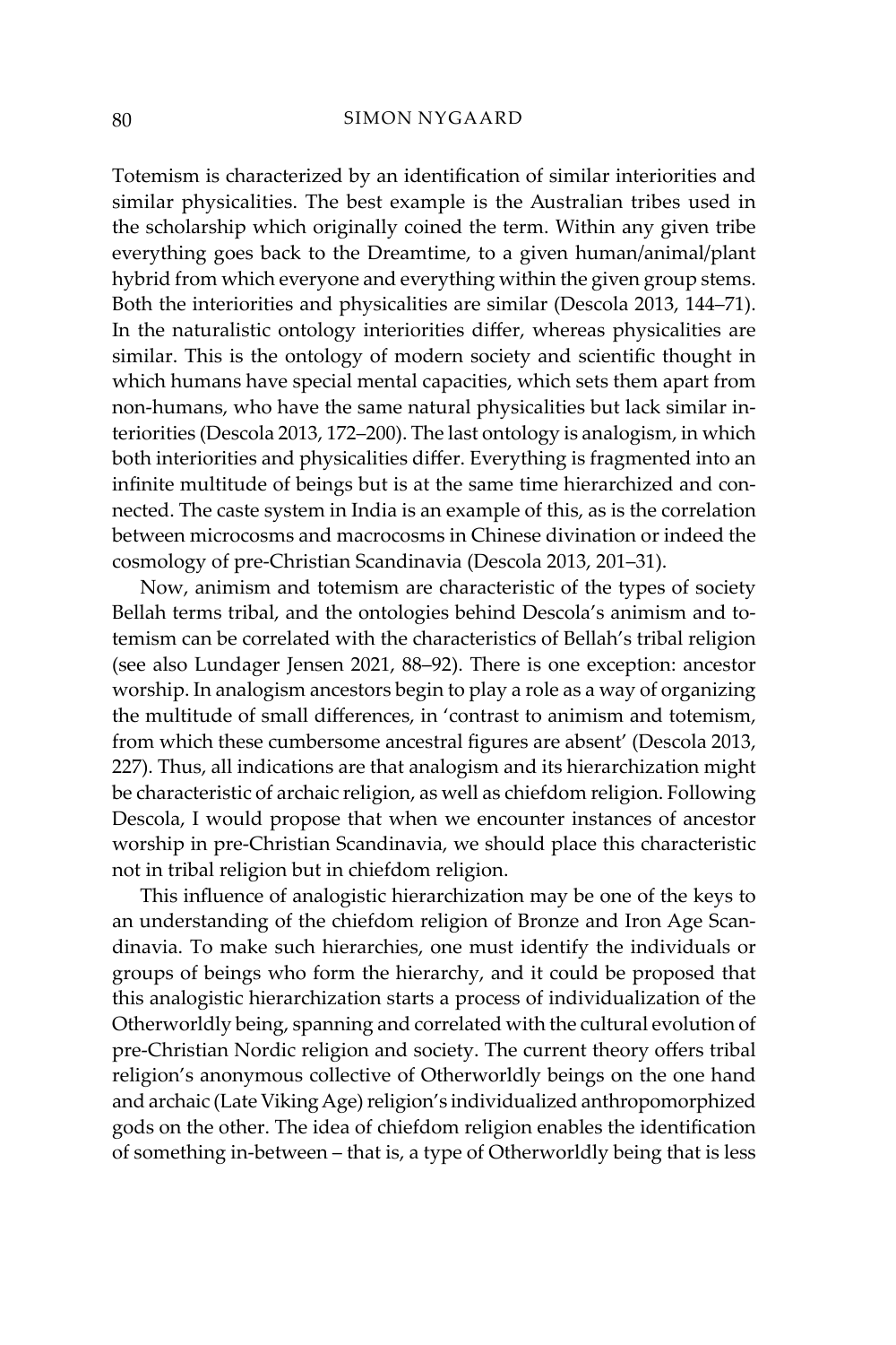Totemism is characterized by an identification of similar interiorities and similar physicalities. The best example is the Australian tribes used in the scholarship which originally coined the term. Within any given tribe everything goes back to the Dreamtime, to a given human/animal/plant hybrid from which everyone and everything within the given group stems. Both the interiorities and physicalities are similar (Descola 2013, 144–71). In the naturalistic ontology interiorities differ, whereas physicalities are similar. This is the ontology of modern society and scientific thought in which humans have special mental capacities, which sets them apart from non-humans, who have the same natural physicalities but lack similar interiorities (Descola 2013, 172–200). The last ontology is analogism, in which both interiorities and physicalities differ. Everything is fragmented into an infinite multitude of beings but is at the same time hierarchized and connected. The caste system in India is an example of this, as is the correlation between microcosms and macrocosms in Chinese divination or indeed the cosmology of pre-Christian Scandinavia (Descola 2013, 201–31).

Now, animism and totemism are characteristic of the types of society Bellah terms tribal, and the ontologies behind Descola's animism and totemism can be correlated with the characteristics of Bellah's tribal religion (see also Lundager Jensen 2021, 88–92). There is one exception: ancestor worship. In analogism ancestors begin to play a role as a way of organizing the multitude of small differences, in 'contrast to animism and totemism, from which these cumbersome ancestral figures are absent' (Descola 2013, 227). Thus, all indications are that analogism and its hierarchization might be characteristic of archaic religion, as well as chiefdom religion. Following Descola, I would propose that when we encounter instances of ancestor worship in pre-Christian Scandinavia, we should place this characteristic not in tribal religion but in chiefdom religion.

This influence of analogistic hierarchization may be one of the keys to an understanding of the chiefdom religion of Bronze and Iron Age Scandinavia. To make such hierarchies, one must identify the individuals or groups of beings who form the hierarchy, and it could be proposed that this analogistic hierarchization starts a process of individualization of the Otherworldly being, spanning and correlated with the cultural evolution of pre-Christian Nordic religion and society. The current theory offers tribal religion's anonymous collective of Otherworldly beings on the one hand and archaic (Late Viking Age) religion's individualized anthropomorphized gods on the other. The idea of chiefdom religion enables the identification of something in-between – that is, a type of Otherworldly being that is less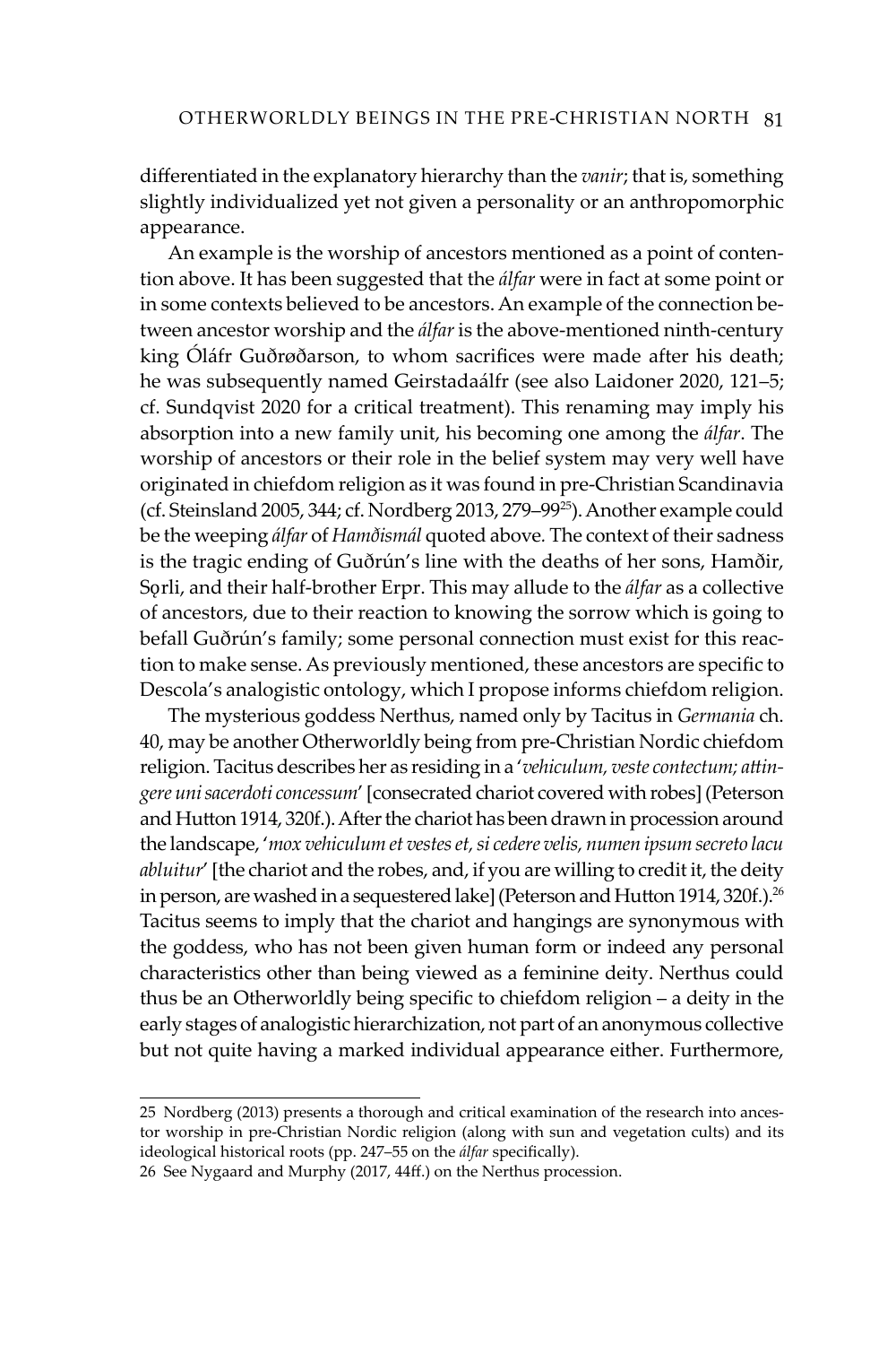differentiated in the explanatory hierarchy than the *vanir*; that is, something slightly individualized yet not given a personality or an anthropomorphic appearance.

An example is the worship of ancestors mentioned as a point of contention above. It has been suggested that the *álfar* were in fact at some point or in some contexts believed to be ancestors. An example of the connection between ancestor worship and the *álfar* is the above-mentioned ninth-century king Óláfr Guðrøðarson, to whom sacrifices were made after his death; he was subsequently named Geirstadaálfr (see also Laidoner 2020, 121–5; cf. Sundqvist 2020 for a critical treatment). This renaming may imply his absorption into a new family unit, his becoming one among the *álfar*. The worship of ancestors or their role in the belief system may very well have originated in chiefdom religion as it was found in pre-Christian Scandinavia (cf. Steinsland 2005, 344; cf. Nordberg 2013, 279–99[25]). Another example could be the weeping *álfar* of *Hamðismál* quoted above. The context of their sadness is the tragic ending of Guðrún's line with the deaths of her sons, Hamðir, Sǫrli, and their half-brother Erpr. This may allude to the *álfar* as a collective of ancestors, due to their reaction to knowing the sorrow which is going to befall Guðrún's family; some personal connection must exist for this reaction to make sense. As previously mentioned, these ancestors are specific to Descola's analogistic ontology, which I propose informs chiefdom religion.

The mysterious goddess Nerthus, named only by Tacitus in *Germania* ch. 40, may be another Otherworldly being from pre-Christian Nordic chiefdom religion. Tacitus describes her as residing in a '*vehiculum, veste contectum; attingere uni sacerdoti concessum*' [consecrated chariot covered with robes] (Peterson and Hutton 1914, 320f.). After the chariot has been drawn in procession around the landscape, '*mox vehiculum et vestes et, si cedere velis, numen ipsum secreto lacu abluitur*' [the chariot and the robes, and, if you are willing to credit it, the deity in person, are washed in a sequestered lake] (Peterson and Hutton 1914, 320f.).[26] Tacitus seems to imply that the chariot and hangings are synonymous with the goddess, who has not been given human form or indeed any personal characteristics other than being viewed as a feminine deity. Nerthus could thus be an Otherworldly being specific to chiefdom religion – a deity in the early stages of analogistic hierarchization, not part of an anonymous collective but not quite having a marked individual appearance either. Furthermore,

---

25 Nordberg (2013) presents a thorough and critical examination of the research into ancestor worship in pre-Christian Nordic religion (along with sun and vegetation cults) and its ideological historical roots (pp. 247–55 on the *álfar* specifically).

26 See Nygaard and Murphy (2017, 44ff.) on the Nerthus procession.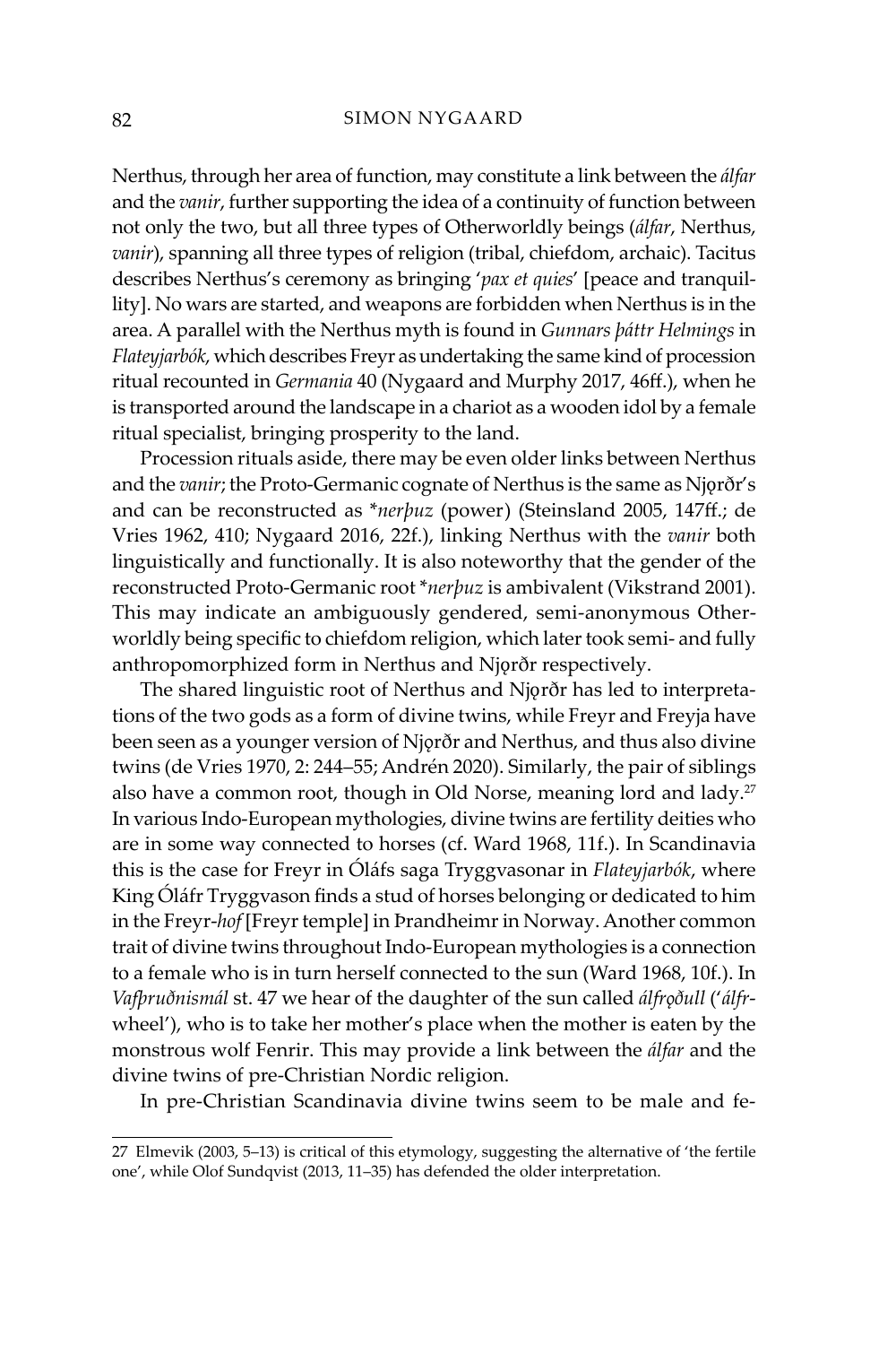Nerthus, through her area of function, may constitute a link between the *álfar* and the *vanir*, further supporting the idea of a continuity of function between not only the two, but all three types of Otherworldly beings (*álfar*, Nerthus, *vanir*), spanning all three types of religion (tribal, chiefdom, archaic). Tacitus describes Nerthus's ceremony as bringing '*pax et quies*' [peace and tranquillity]. No wars are started, and weapons are forbidden when Nerthus is in the area. A parallel with the Nerthus myth is found in *Gunnars þáttr Helmings* in *Flateyjarbók*, which describes Freyr as undertaking the same kind of procession ritual recounted in *Germania* 40 (Nygaard and Murphy 2017, 46ff.), when he is transported around the landscape in a chariot as a wooden idol by a female ritual specialist, bringing prosperity to the land.

Procession rituals aside, there may be even older links between Nerthus and the *vanir*; the Proto-Germanic cognate of Nerthus is the same as Njǫrðr's and can be reconstructed as \**nerþuz* (power) (Steinsland 2005, 147ff.; de Vries 1962, 410; Nygaard 2016, 22f.), linking Nerthus with the *vanir* both linguistically and functionally. It is also noteworthy that the gender of the reconstructed Proto-Germanic root \**nerþuz* is ambivalent (Vikstrand 2001). This may indicate an ambiguously gendered, semi-anonymous Otherworldly being specific to chiefdom religion, which later took semi- and fully anthropomorphized form in Nerthus and Njǫrðr respectively.

The shared linguistic root of Nerthus and Njǫrðr has led to interpretations of the two gods as a form of divine twins, while Freyr and Freyja have been seen as a younger version of Njǫrðr and Nerthus, and thus also divine twins (de Vries 1970, 2: 244–55; Andrén 2020). Similarly, the pair of siblings also have a common root, though in Old Norse, meaning lord and lady.[27] In various Indo-European mythologies, divine twins are fertility deities who are in some way connected to horses (cf. Ward 1968, 11f.). In Scandinavia this is the case for Freyr in Óláfs saga Tryggvasonar in *Flateyjarbók*, where King Óláfr Tryggvason finds a stud of horses belonging or dedicated to him in the Freyr-*hof* [Freyr temple] in Þrandheimr in Norway. Another common trait of divine twins throughout Indo-European mythologies is a connection to a female who is in turn herself connected to the sun (Ward 1968, 10f.). In *Vafþruðnismál* st. 47 we hear of the daughter of the sun called *álfrǫðull* ('*álfr*-wheel'), who is to take her mother's place when the mother is eaten by the monstrous wolf Fenrir. This may provide a link between the *álfar* and the divine twins of pre-Christian Nordic religion.

In pre-Christian Scandinavia divine twins seem to be male and fe-

27 Elmevik (2003, 5–13) is critical of this etymology, suggesting the alternative of 'the fertile one', while Olof Sundqvist (2013, 11–35) has defended the older interpretation.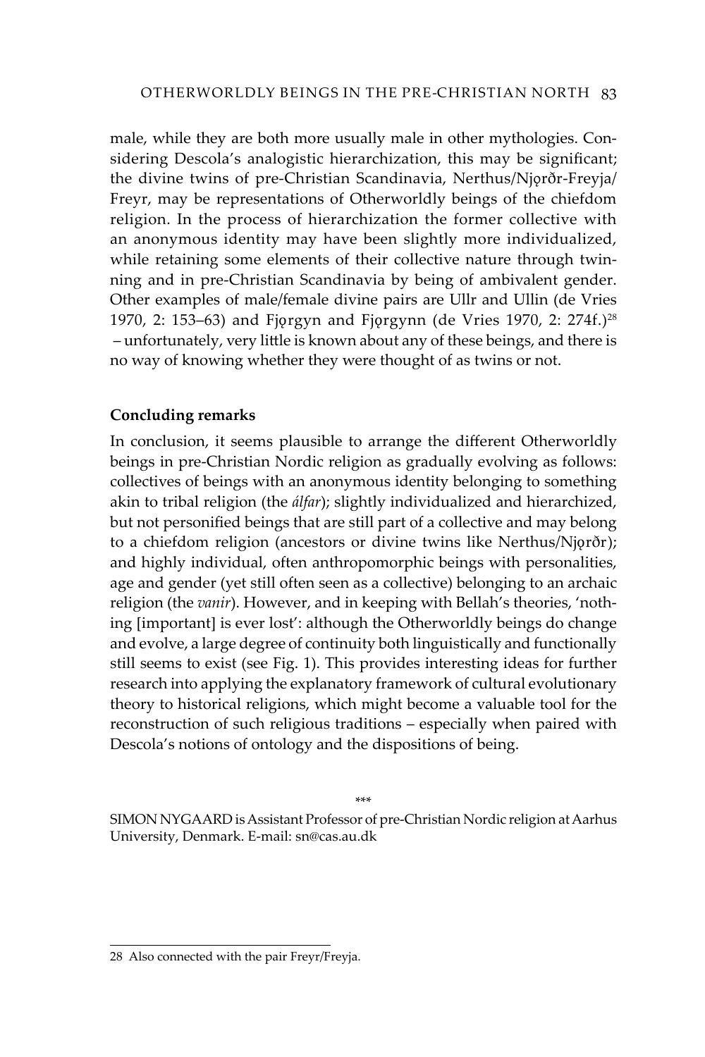male, while they are both more usually male in other mythologies. Considering Descola's analogistic hierarchization, this may be significant; the divine twins of pre-Christian Scandinavia, Nerthus/Njǫrðr-Freyja/Freyr, may be representations of Otherworldly beings of the chiefdom religion. In the process of hierarchization the former collective with an anonymous identity may have been slightly more individualized, while retaining some elements of their collective nature through twinning and in pre-Christian Scandinavia by being of ambivalent gender. Other examples of male/female divine pairs are Ullr and Ullin (de Vries 1970, 2: 153–63) and Fjǫrgyn and Fjǫrgynn (de Vries 1970, 2: 274f.)[28] – unfortunately, very little is known about any of these beings, and there is no way of knowing whether they were thought of as twins or not.

**Concluding remarks**

In conclusion, it seems plausible to arrange the different Otherworldly beings in pre-Christian Nordic religion as gradually evolving as follows: collectives of beings with an anonymous identity belonging to something akin to tribal religion (the *álfar*); slightly individualized and hierarchized, but not personified beings that are still part of a collective and may belong to a chiefdom religion (ancestors or divine twins like Nerthus/Njǫrðr); and highly individual, often anthropomorphic beings with personalities, age and gender (yet still often seen as a collective) belonging to an archaic religion (the *vanir*). However, and in keeping with Bellah's theories, 'nothing [important] is ever lost': although the Otherworldly beings do change and evolve, a large degree of continuity both linguistically and functionally still seems to exist (see Fig. 1). This provides interesting ideas for further research into applying the explanatory framework of cultural evolutionary theory to historical religions, which might become a valuable tool for the reconstruction of such religious traditions – especially when paired with Descola's notions of ontology and the dispositions of being.

\*\*\*

SIMON NYGAARD is Assistant Professor of pre-Christian Nordic religion at Aarhus University, Denmark. E-mail: sn@cas.au.dk

---

28 Also connected with the pair Freyr/Freyja.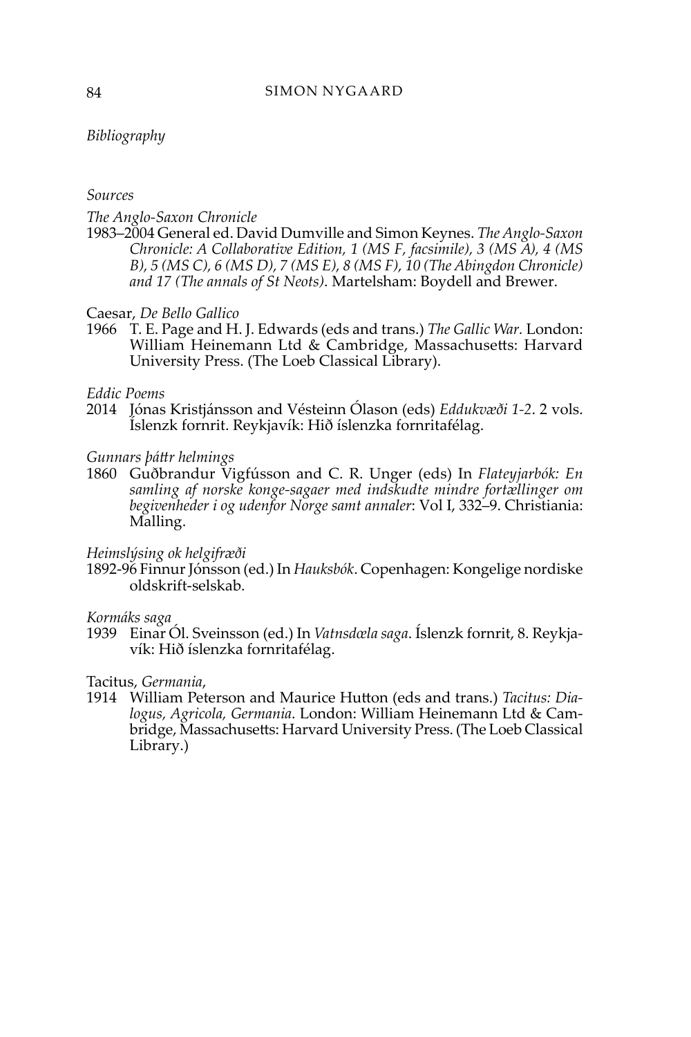*Bibliography*

*Sources*

*The Anglo-Saxon Chronicle*

1983–2004 General ed. David Dumville and Simon Keynes. *The Anglo-Saxon Chronicle: A Collaborative Edition, 1 (MS F, facsimile), 3 (MS A), 4 (MS B), 5 (MS C), 6 (MS D), 7 (MS E), 8 (MS F), 10 (The Abingdon Chronicle) and 17 (The annals of St Neots)*. Martelsham: Boydell and Brewer.

Caesar, *De Bello Gallico*

1966 T. E. Page and H. J. Edwards (eds and trans.) *The Gallic War.* London: William Heinemann Ltd & Cambridge, Massachusetts: Harvard University Press. (The Loeb Classical Library).

*Eddic Poems*

2014 Jónas Kristjánsson and Vésteinn Ólason (eds) *Eddukvæði 1-2*. 2 vols. Íslenzk fornrit. Reykjavík: Hið íslenzka fornritafélag.

*Gunnars þáttr helmings*

1860 Guðbrandur Vigfússon and C. R. Unger (eds) In *Flateyjarbók: En samling af norske konge-sagaer med indskudte mindre fortællinger om begivenheder i og udenfor Norge samt annaler*: Vol I, 332–9. Christiania: Malling.

*Heimslýsing ok helgifræði*

1892-96 Finnur Jónsson (ed.) In *Hauksbók*. Copenhagen: Kongelige nordiske oldskrift-selskab.

*Kormáks saga*

1939 Einar Ól. Sveinsson (ed.) In *Vatnsdæla saga*. Íslenzk fornrit, 8. Reykjavík: Hið íslenzka fornritafélag.

Tacitus, *Germania*,

1914 William Peterson and Maurice Hutton (eds and trans.) *Tacitus: Dialogus, Agricola, Germania*. London: William Heinemann Ltd & Cambridge, Massachusetts: Harvard University Press. (The Loeb Classical Library.)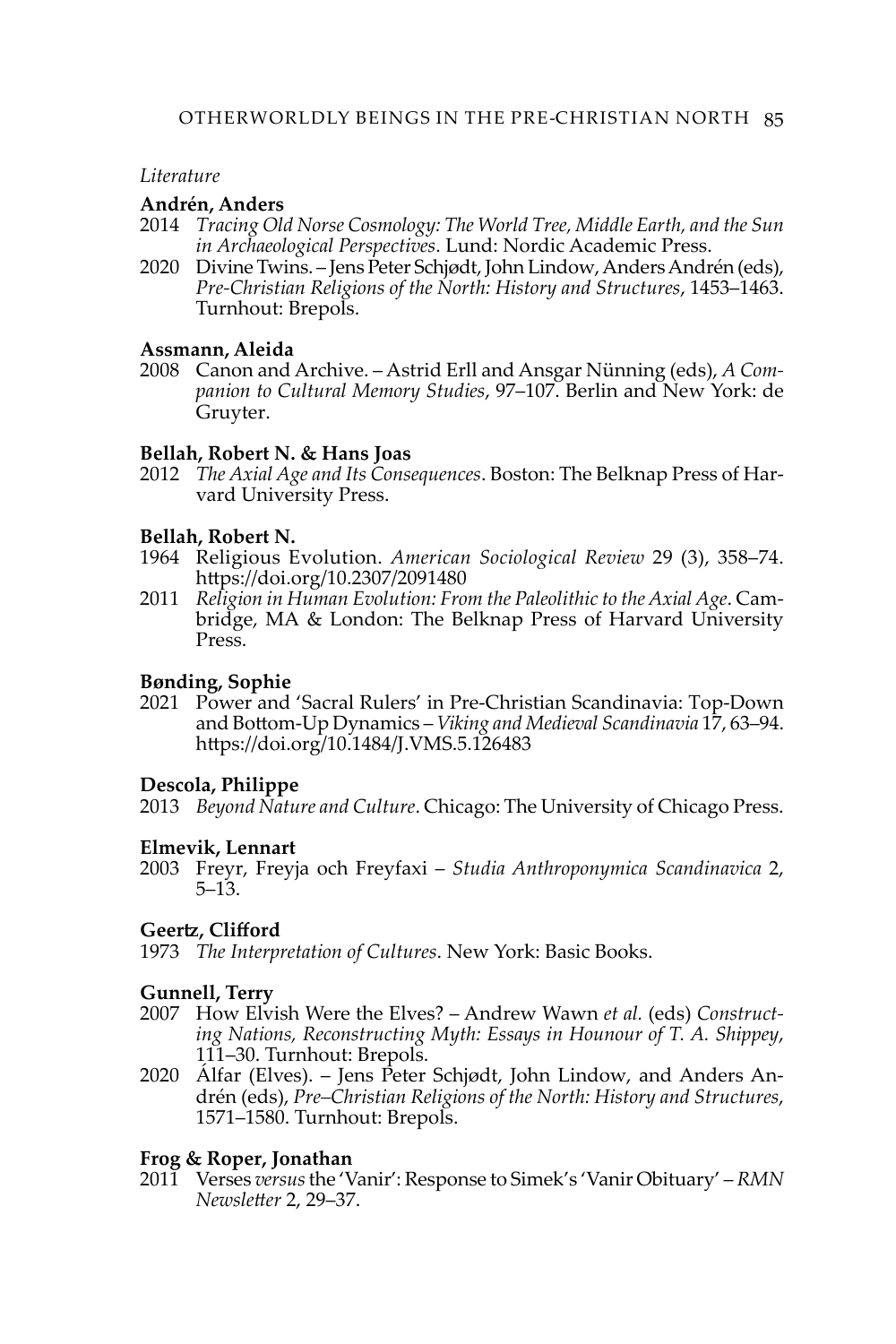*Literature*

**Andrén, Anders**

2014 *Tracing Old Norse Cosmology: The World Tree, Middle Earth, and the Sun in Archaeological Perspectives*. Lund: Nordic Academic Press.

2020 Divine Twins. – Jens Peter Schjødt, John Lindow, Anders Andrén (eds), *Pre-Christian Religions of the North: History and Structures*, 1453–1463. Turnhout: Brepols.

**Assmann, Aleida**

2008 Canon and Archive. – Astrid Erll and Ansgar Nünning (eds), *A Companion to Cultural Memory Studies*, 97–107. Berlin and New York: de Gruyter.

**Bellah, Robert N. & Hans Joas**

2012 *The Axial Age and Its Consequences*. Boston: The Belknap Press of Harvard University Press.

**Bellah, Robert N.**

1964 Religious Evolution. *American Sociological Review* 29 (3), 358–74. https://doi.org/10.2307/2091480

2011 *Religion in Human Evolution: From the Paleolithic to the Axial Age*. Cambridge, MA & London: The Belknap Press of Harvard University Press.

**Bønding, Sophie**

2021 Power and 'Sacral Rulers' in Pre-Christian Scandinavia: Top-Down and Bottom-Up Dynamics – *Viking and Medieval Scandinavia* 17, 63–94. https://doi.org/10.1484/J.VMS.5.126483

**Descola, Philippe**

2013 *Beyond Nature and Culture*. Chicago: The University of Chicago Press.

**Elmevik, Lennart**

2003 Freyr, Freyja och Freyfaxi – *Studia Anthroponymica Scandinavica* 2, 5–13.

**Geertz, Clifford**

1973 *The Interpretation of Cultures*. New York: Basic Books.

**Gunnell, Terry**

2007 How Elvish Were the Elves? – Andrew Wawn *et al.* (eds) *Constructing Nations, Reconstructing Myth: Essays in Hounour of T. A. Shippey*, 111–30. Turnhout: Brepols.

2020 Álfar (Elves). – Jens Peter Schjødt, John Lindow, and Anders Andrén (eds), *Pre–Christian Religions of the North: History and Structures*, 1571–1580. Turnhout: Brepols.

**Frog & Roper, Jonathan**

2011 Verses *versus* the 'Vanir': Response to Simek's 'Vanir Obituary' – *RMN Newsletter* 2, 29–37.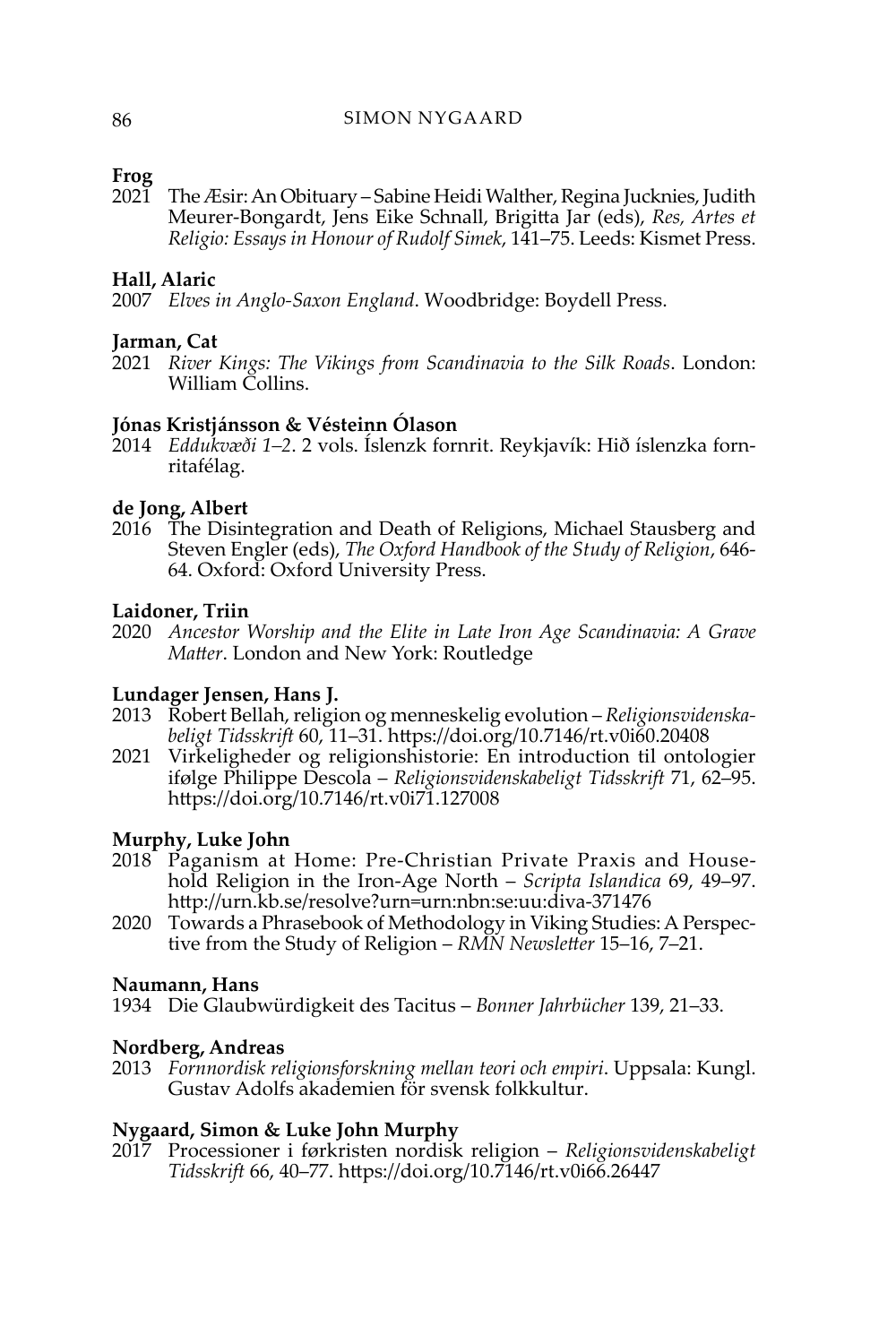**Frog**

2021 The Æsir: An Obituary – Sabine Heidi Walther, Regina Jucknies, Judith Meurer-Bongardt, Jens Eike Schnall, Brigitta Jar (eds), *Res, Artes et Religio: Essays in Honour of Rudolf Simek*, 141–75. Leeds: Kismet Press.

**Hall, Alaric**

2007 *Elves in Anglo-Saxon England*. Woodbridge: Boydell Press.

**Jarman, Cat**

2021 *River Kings: The Vikings from Scandinavia to the Silk Roads*. London: William Collins.

**Jónas Kristjánsson & Vésteinn Ólason**

2014 *Eddukvæði 1–2*. 2 vols. Íslenzk fornrit. Reykjavík: Hið íslenzka fornritafélag.

**de Jong, Albert**

2016 The Disintegration and Death of Religions, Michael Stausberg and Steven Engler (eds), *The Oxford Handbook of the Study of Religion*, 646-64. Oxford: Oxford University Press.

**Laidoner, Triin**

2020 *Ancestor Worship and the Elite in Late Iron Age Scandinavia: A Grave Matter*. London and New York: Routledge

**Lundager Jensen, Hans J.**

2013 Robert Bellah, religion og menneskelig evolution – *Religionsvidenskabeligt Tidsskrift* 60, 11–31. https://doi.org/10.7146/rt.v0i60.20408

2021 Virkeligheder og religionshistorie: En introduction til ontologier ifølge Philippe Descola – *Religionsvidenskabeligt Tidsskrift* 71, 62–95. https://doi.org/10.7146/rt.v0i71.127008

**Murphy, Luke John**

2018 Paganism at Home: Pre-Christian Private Praxis and Household Religion in the Iron-Age North – *Scripta Islandica* 69, 49–97. http://urn.kb.se/resolve?urn=urn:nbn:se:uu:diva-371476

2020 Towards a Phrasebook of Methodology in Viking Studies: A Perspective from the Study of Religion – *RMN Newsletter* 15–16, 7–21.

**Naumann, Hans**

1934 Die Glaubwürdigkeit des Tacitus – *Bonner Jahrbücher* 139, 21–33.

**Nordberg, Andreas**

2013 *Fornnordisk religionsforskning mellan teori och empiri*. Uppsala: Kungl. Gustav Adolfs akademien för svensk folkkultur.

**Nygaard, Simon & Luke John Murphy**

2017 Processioner i førkristen nordisk religion – *Religionsvidenskabeligt Tidsskrift* 66, 40–77. https://doi.org/10.7146/rt.v0i66.26447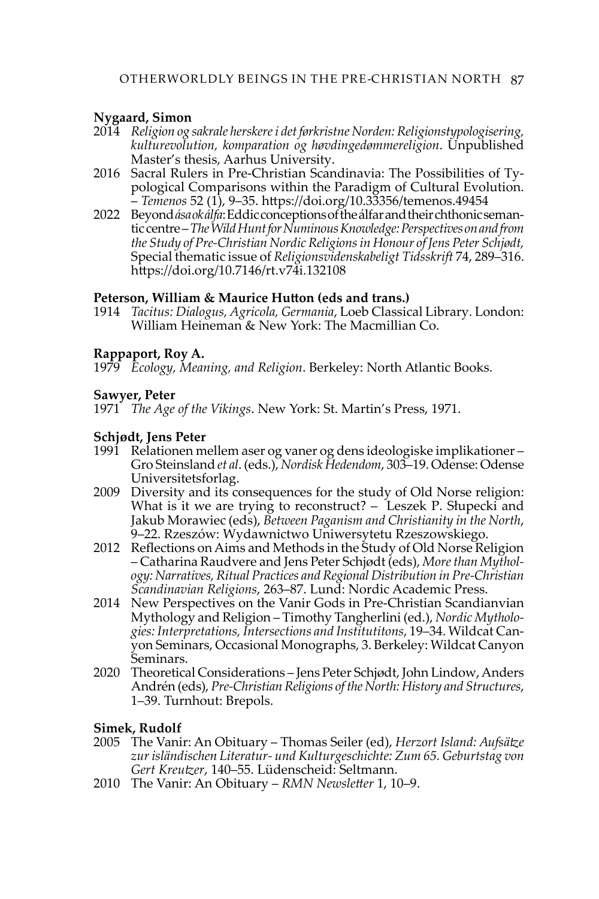**Nygaard, Simon**

2014 *Religion og sakrale herskere i det førkristne Norden: Religionstypologisering, kulturevolution, komparation og høvdingedømmereligion*. Unpublished Master's thesis, Aarhus University.

2016 Sacral Rulers in Pre-Christian Scandinavia: The Possibilities of Typological Comparisons within the Paradigm of Cultural Evolution. – *Temenos* 52 (1), 9–35. https://doi.org/10.33356/temenos.49454

2022 Beyond *ása ok álfa*: Eddic conceptions of the álfar and their chthonic semantic centre – *The Wild Hunt for Numinous Knowledge: Perspectives on and from the Study of Pre-Christian Nordic Religions in Honour of Jens Peter Schjødt,* Special thematic issue of *Religionsvidenskabeligt Tidsskrift* 74, 289–316. https://doi.org/10.7146/rt.v74i.132108

**Peterson, William & Maurice Hutton (eds and trans.)**

1914 *Tacitus: Dialogus, Agricola, Germania*, Loeb Classical Library. London: William Heineman & New York: The Macmillian Co.

**Rappaport, Roy A.**

1979 *Ecology, Meaning, and Religion*. Berkeley: North Atlantic Books.

**Sawyer, Peter**

1971 *The Age of the Vikings*. New York: St. Martin's Press, 1971.

**Schjødt, Jens Peter**

1991 Relationen mellem aser og vaner og dens ideologiske implikationer – Gro Steinsland *et al*. (eds.), *Nordisk Hedendom*, 303–19. Odense: Odense Universitetsforlag.

2009 Diversity and its consequences for the study of Old Norse religion: What is it we are trying to reconstruct? – Leszek P. Słupecki and Jakub Morawiec (eds), *Between Paganism and Christianity in the North*, 9–22. Rzeszów: Wydawnictwo Uniwersytetu Rzeszowskiego.

2012 Reflections on Aims and Methods in the Study of Old Norse Religion – Catharina Raudvere and Jens Peter Schjødt (eds), *More than Mythology: Narratives, Ritual Practices and Regional Distribution in Pre-Christian Scandinavian Religions*, 263–87. Lund: Nordic Academic Press.

2014 New Perspectives on the Vanir Gods in Pre-Christian Scandianvian Mythology and Religion – Timothy Tangherlini (ed.), *Nordic Mythologies: Interpretations, Intersections and Institutitons*, 19–34. Wildcat Canyon Seminars, Occasional Monographs, 3. Berkeley: Wildcat Canyon Seminars.

2020 Theoretical Considerations – Jens Peter Schjødt, John Lindow, Anders Andrén (eds), *Pre-Christian Religions of the North: History and Structures*, 1–39. Turnhout: Brepols.

**Simek, Rudolf**

2005 The Vanir: An Obituary – Thomas Seiler (ed), *Herzort Island: Aufsätze zur isländischen Literatur- und Kulturgeschichte: Zum 65. Geburtstag von Gert Kreutzer*, 140–55. Lüdenscheid: Seltmann.

2010 The Vanir: An Obituary – *RMN Newsletter* 1, 10–9.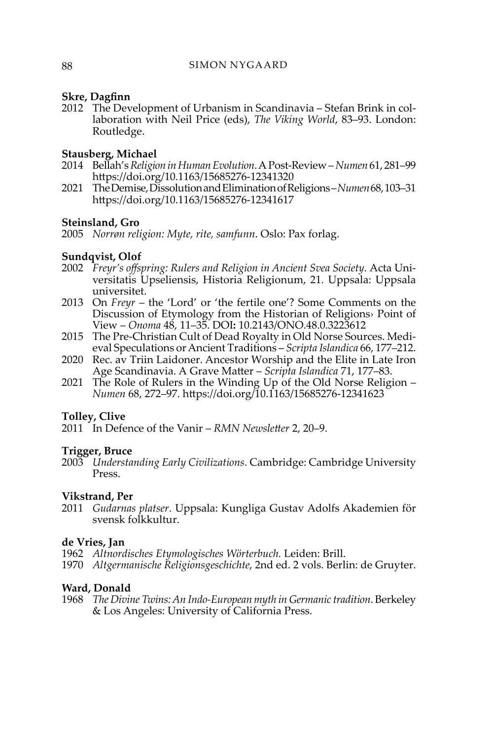**Skre, Dagfinn**

2012 The Development of Urbanism in Scandinavia – Stefan Brink in collaboration with Neil Price (eds), *The Viking World*, 83–93. London: Routledge.

**Stausberg, Michael**

2014 Bellah's *Religion in Human Evolution*. A Post-Review – *Numen* 61, 281–99 https://doi.org/10.1163/15685276-12341320

2021 The Demise, Dissolution and Elimination of Religions – *Numen* 68, 103–31 https://doi.org/10.1163/15685276-12341617

**Steinsland, Gro**

2005 *Norrøn religion: Myte, rite, samfunn*. Oslo: Pax forlag.

**Sundqvist, Olof**

2002 *Freyr's offspring: Rulers and Religion in Ancient Svea Society.* Acta Universitatis Upseliensis, Historia Religionum, 21. Uppsala: Uppsala universitet.

2013 On *Freyr* – the 'Lord' or 'the fertile one'? Some Comments on the Discussion of Etymology from the Historian of Religions› Point of View – *Onoma* 48, 11–35. DOI**:** 10.2143/ONO.48.0.3223612

2015 The Pre-Christian Cult of Dead Royalty in Old Norse Sources. Medieval Speculations or Ancient Traditions – *Scripta Islandica* 66, 177–212.

2020 Rec. av Triin Laidoner. Ancestor Worship and the Elite in Late Iron Age Scandinavia. A Grave Matter – *Scripta Islandica* 71, 177–83.

2021 The Role of Rulers in the Winding Up of the Old Norse Religion – *Numen* 68, 272–97. https://doi.org/10.1163/15685276-12341623

**Tolley, Clive**

2011 In Defence of the Vanir – *RMN Newsletter* 2, 20–9.

**Trigger, Bruce**

2003 *Understanding Early Civilizations*. Cambridge: Cambridge University Press.

**Vikstrand, Per**

2011 *Gudarnas platser*. Uppsala: Kungliga Gustav Adolfs Akademien för svensk folkkultur.

**de Vries, Jan**

1962 *Altnordisches Etymologisches Wörterbuch.* Leiden: Brill.

1970 *Altgermanische Religionsgeschichte*, 2nd ed. 2 vols. Berlin: de Gruyter.

**Ward, Donald**

1968 *The Divine Twins: An Indo-European myth in Germanic tradition*. Berkeley & Los Angeles: University of California Press.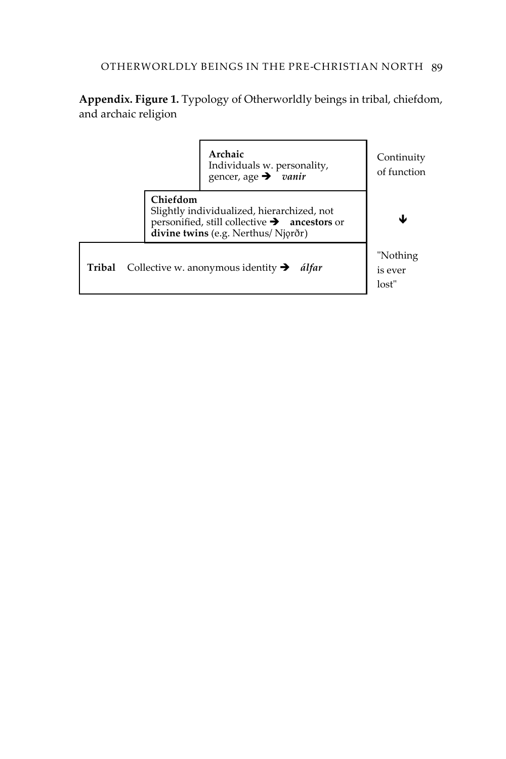**Appendix. Figure 1.** Typology of Otherworldly beings in tribal, chiefdom, and archaic religion

**Archaic**
Individuals w. personality, gencer, age ➔ ***vanir***

**Chiefdom**
Slightly individualized, hierarchized, not personified, still collective ➔ **ancestors** or **divine twins** (e.g. Nerthus/ Njǫrðr)

**Tribal** Collective w. anonymous identity ➔ ***álfar***

Continuity of function

↓

"Nothing is ever lost"